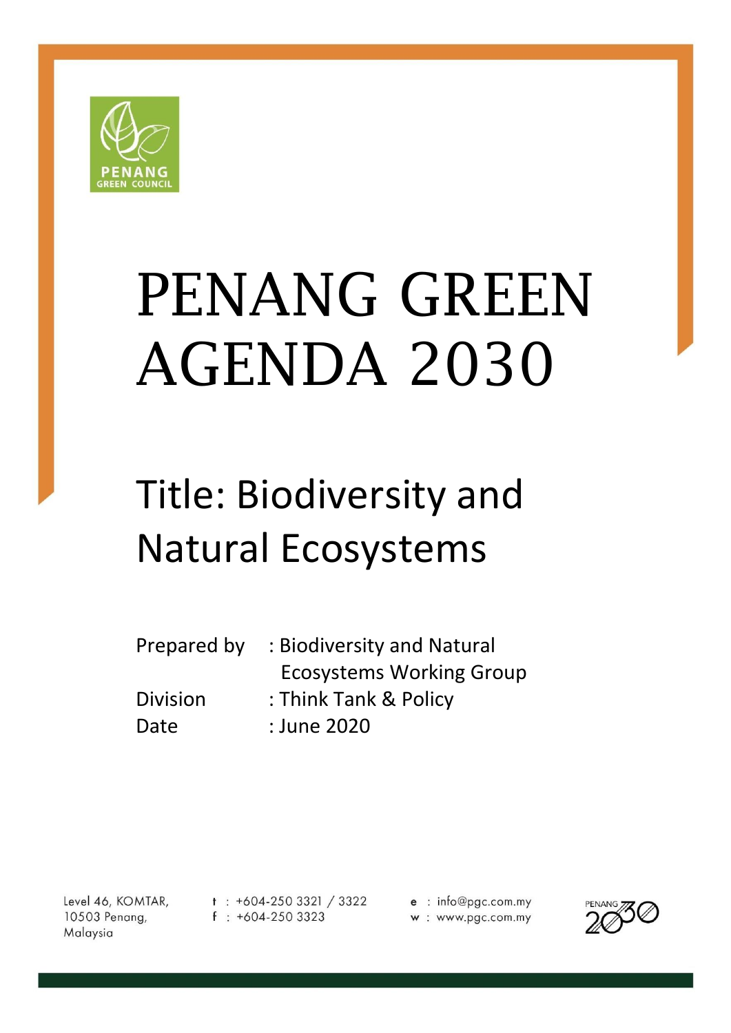PENANG GREEN COUNCIL

# PENANG GREEN AGENDA 2030

## Title: Biodiversity and Natural Ecosystems

Prepared by : Biodiversity and Natural Ecosystems Working Group

Division : Think Tank & Policy

Date : June 2020

Level 46, KOMTAR,
10503 Penang,
Malaysia

t : +604-250 3321 / 3322
f : +604-250 3323

e : info@pgc.com.my
w : www.pgc.com.my

PENANG 2030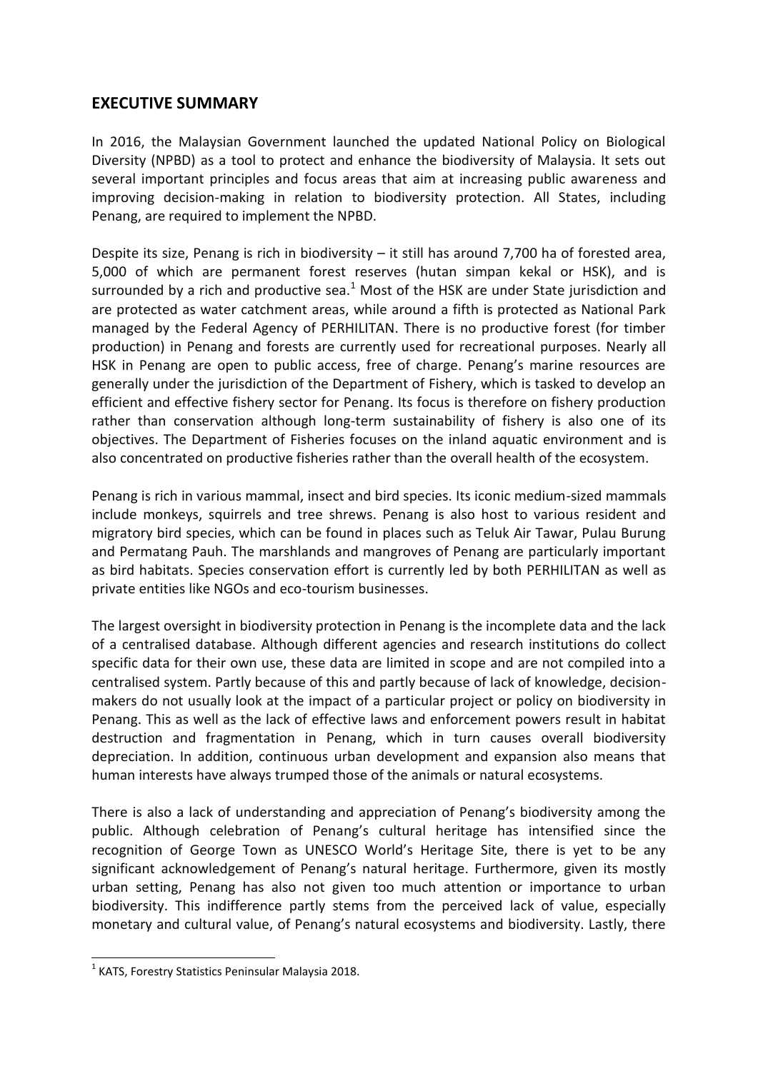## EXECUTIVE SUMMARY

In 2016, the Malaysian Government launched the updated National Policy on Biological Diversity (NPBD) as a tool to protect and enhance the biodiversity of Malaysia. It sets out several important principles and focus areas that aim at increasing public awareness and improving decision-making in relation to biodiversity protection. All States, including Penang, are required to implement the NPBD.

Despite its size, Penang is rich in biodiversity – it still has around 7,700 ha of forested area, 5,000 of which are permanent forest reserves (hutan simpan kekal or HSK), and is surrounded by a rich and productive sea.[1] Most of the HSK are under State jurisdiction and are protected as water catchment areas, while around a fifth is protected as National Park managed by the Federal Agency of PERHILITAN. There is no productive forest (for timber production) in Penang and forests are currently used for recreational purposes. Nearly all HSK in Penang are open to public access, free of charge. Penang's marine resources are generally under the jurisdiction of the Department of Fishery, which is tasked to develop an efficient and effective fishery sector for Penang. Its focus is therefore on fishery production rather than conservation although long-term sustainability of fishery is also one of its objectives. The Department of Fisheries focuses on the inland aquatic environment and is also concentrated on productive fisheries rather than the overall health of the ecosystem.

Penang is rich in various mammal, insect and bird species. Its iconic medium-sized mammals include monkeys, squirrels and tree shrews. Penang is also host to various resident and migratory bird species, which can be found in places such as Teluk Air Tawar, Pulau Burung and Permatang Pauh. The marshlands and mangroves of Penang are particularly important as bird habitats. Species conservation effort is currently led by both PERHILITAN as well as private entities like NGOs and eco-tourism businesses.

The largest oversight in biodiversity protection in Penang is the incomplete data and the lack of a centralised database. Although different agencies and research institutions do collect specific data for their own use, these data are limited in scope and are not compiled into a centralised system. Partly because of this and partly because of lack of knowledge, decision-makers do not usually look at the impact of a particular project or policy on biodiversity in Penang. This as well as the lack of effective laws and enforcement powers result in habitat destruction and fragmentation in Penang, which in turn causes overall biodiversity depreciation. In addition, continuous urban development and expansion also means that human interests have always trumped those of the animals or natural ecosystems.

There is also a lack of understanding and appreciation of Penang's biodiversity among the public. Although celebration of Penang's cultural heritage has intensified since the recognition of George Town as UNESCO World's Heritage Site, there is yet to be any significant acknowledgement of Penang's natural heritage. Furthermore, given its mostly urban setting, Penang has also not given too much attention or importance to urban biodiversity. This indifference partly stems from the perceived lack of value, especially monetary and cultural value, of Penang's natural ecosystems and biodiversity. Lastly, there

---

[1] KATS, Forestry Statistics Peninsular Malaysia 2018.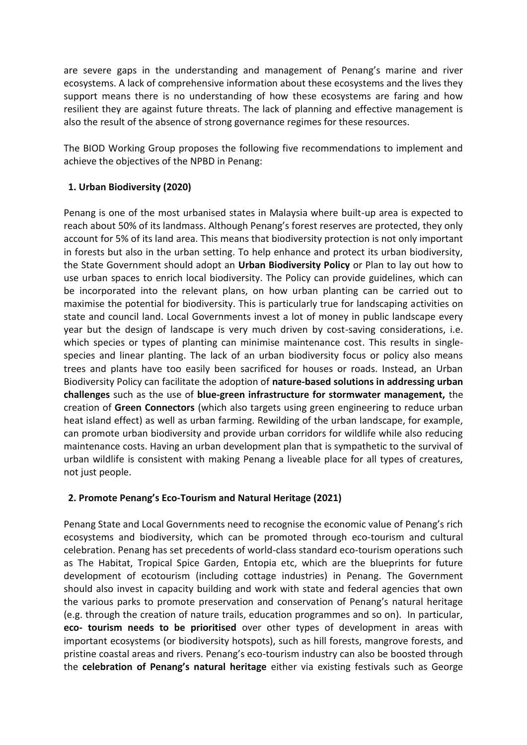are severe gaps in the understanding and management of Penang's marine and river ecosystems. A lack of comprehensive information about these ecosystems and the lives they support means there is no understanding of how these ecosystems are faring and how resilient they are against future threats. The lack of planning and effective management is also the result of the absence of strong governance regimes for these resources.

The BIOD Working Group proposes the following five recommendations to implement and achieve the objectives of the NPBD in Penang:

### 1. Urban Biodiversity (2020)

Penang is one of the most urbanised states in Malaysia where built-up area is expected to reach about 50% of its landmass. Although Penang's forest reserves are protected, they only account for 5% of its land area. This means that biodiversity protection is not only important in forests but also in the urban setting. To help enhance and protect its urban biodiversity, the State Government should adopt an **Urban Biodiversity Policy** or Plan to lay out how to use urban spaces to enrich local biodiversity. The Policy can provide guidelines, which can be incorporated into the relevant plans, on how urban planting can be carried out to maximise the potential for biodiversity. This is particularly true for landscaping activities on state and council land. Local Governments invest a lot of money in public landscape every year but the design of landscape is very much driven by cost-saving considerations, i.e. which species or types of planting can minimise maintenance cost. This results in single-species and linear planting. The lack of an urban biodiversity focus or policy also means trees and plants have too easily been sacrificed for houses or roads. Instead, an Urban Biodiversity Policy can facilitate the adoption of **nature-based solutions in addressing urban challenges** such as the use of **blue-green infrastructure for stormwater management,** the creation of **Green Connectors** (which also targets using green engineering to reduce urban heat island effect) as well as urban farming. Rewilding of the urban landscape, for example, can promote urban biodiversity and provide urban corridors for wildlife while also reducing maintenance costs. Having an urban development plan that is sympathetic to the survival of urban wildlife is consistent with making Penang a liveable place for all types of creatures, not just people.

### 2. Promote Penang's Eco-Tourism and Natural Heritage (2021)

Penang State and Local Governments need to recognise the economic value of Penang's rich ecosystems and biodiversity, which can be promoted through eco-tourism and cultural celebration. Penang has set precedents of world-class standard eco-tourism operations such as The Habitat, Tropical Spice Garden, Entopia etc, which are the blueprints for future development of ecotourism (including cottage industries) in Penang. The Government should also invest in capacity building and work with state and federal agencies that own the various parks to promote preservation and conservation of Penang's natural heritage (e.g. through the creation of nature trails, education programmes and so on). In particular, **eco- tourism needs to be prioritised** over other types of development in areas with important ecosystems (or biodiversity hotspots), such as hill forests, mangrove forests, and pristine coastal areas and rivers. Penang's eco-tourism industry can also be boosted through the **celebration of Penang's natural heritage** either via existing festivals such as George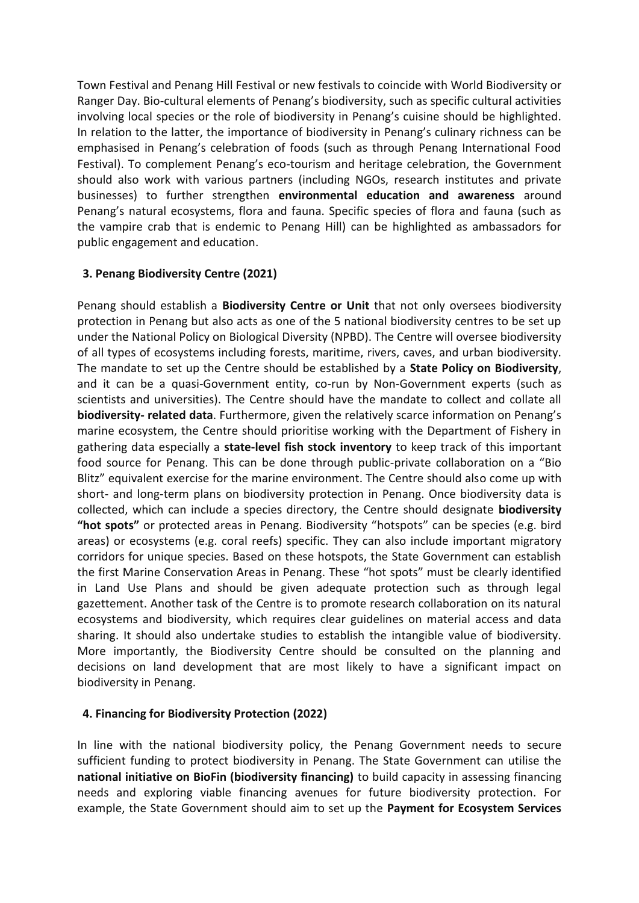Town Festival and Penang Hill Festival or new festivals to coincide with World Biodiversity or Ranger Day. Bio-cultural elements of Penang's biodiversity, such as specific cultural activities involving local species or the role of biodiversity in Penang's cuisine should be highlighted. In relation to the latter, the importance of biodiversity in Penang's culinary richness can be emphasised in Penang's celebration of foods (such as through Penang International Food Festival). To complement Penang's eco-tourism and heritage celebration, the Government should also work with various partners (including NGOs, research institutes and private businesses) to further strengthen **environmental education and awareness** around Penang's natural ecosystems, flora and fauna. Specific species of flora and fauna (such as the vampire crab that is endemic to Penang Hill) can be highlighted as ambassadors for public engagement and education.

### 3. Penang Biodiversity Centre (2021)

Penang should establish a **Biodiversity Centre or Unit** that not only oversees biodiversity protection in Penang but also acts as one of the 5 national biodiversity centres to be set up under the National Policy on Biological Diversity (NPBD). The Centre will oversee biodiversity of all types of ecosystems including forests, maritime, rivers, caves, and urban biodiversity. The mandate to set up the Centre should be established by a **State Policy on Biodiversity**, and it can be a quasi-Government entity, co-run by Non-Government experts (such as scientists and universities). The Centre should have the mandate to collect and collate all **biodiversity- related data**. Furthermore, given the relatively scarce information on Penang's marine ecosystem, the Centre should prioritise working with the Department of Fishery in gathering data especially a **state-level fish stock inventory** to keep track of this important food source for Penang. This can be done through public-private collaboration on a "Bio Blitz" equivalent exercise for the marine environment. The Centre should also come up with short- and long-term plans on biodiversity protection in Penang. Once biodiversity data is collected, which can include a species directory, the Centre should designate **biodiversity "hot spots"** or protected areas in Penang. Biodiversity "hotspots" can be species (e.g. bird areas) or ecosystems (e.g. coral reefs) specific. They can also include important migratory corridors for unique species. Based on these hotspots, the State Government can establish the first Marine Conservation Areas in Penang. These "hot spots" must be clearly identified in Land Use Plans and should be given adequate protection such as through legal gazettement. Another task of the Centre is to promote research collaboration on its natural ecosystems and biodiversity, which requires clear guidelines on material access and data sharing. It should also undertake studies to establish the intangible value of biodiversity. More importantly, the Biodiversity Centre should be consulted on the planning and decisions on land development that are most likely to have a significant impact on biodiversity in Penang.

### 4. Financing for Biodiversity Protection (2022)

In line with the national biodiversity policy, the Penang Government needs to secure sufficient funding to protect biodiversity in Penang. The State Government can utilise the **national initiative on BioFin (biodiversity financing)** to build capacity in assessing financing needs and exploring viable financing avenues for future biodiversity protection. For example, the State Government should aim to set up the **Payment for Ecosystem Services**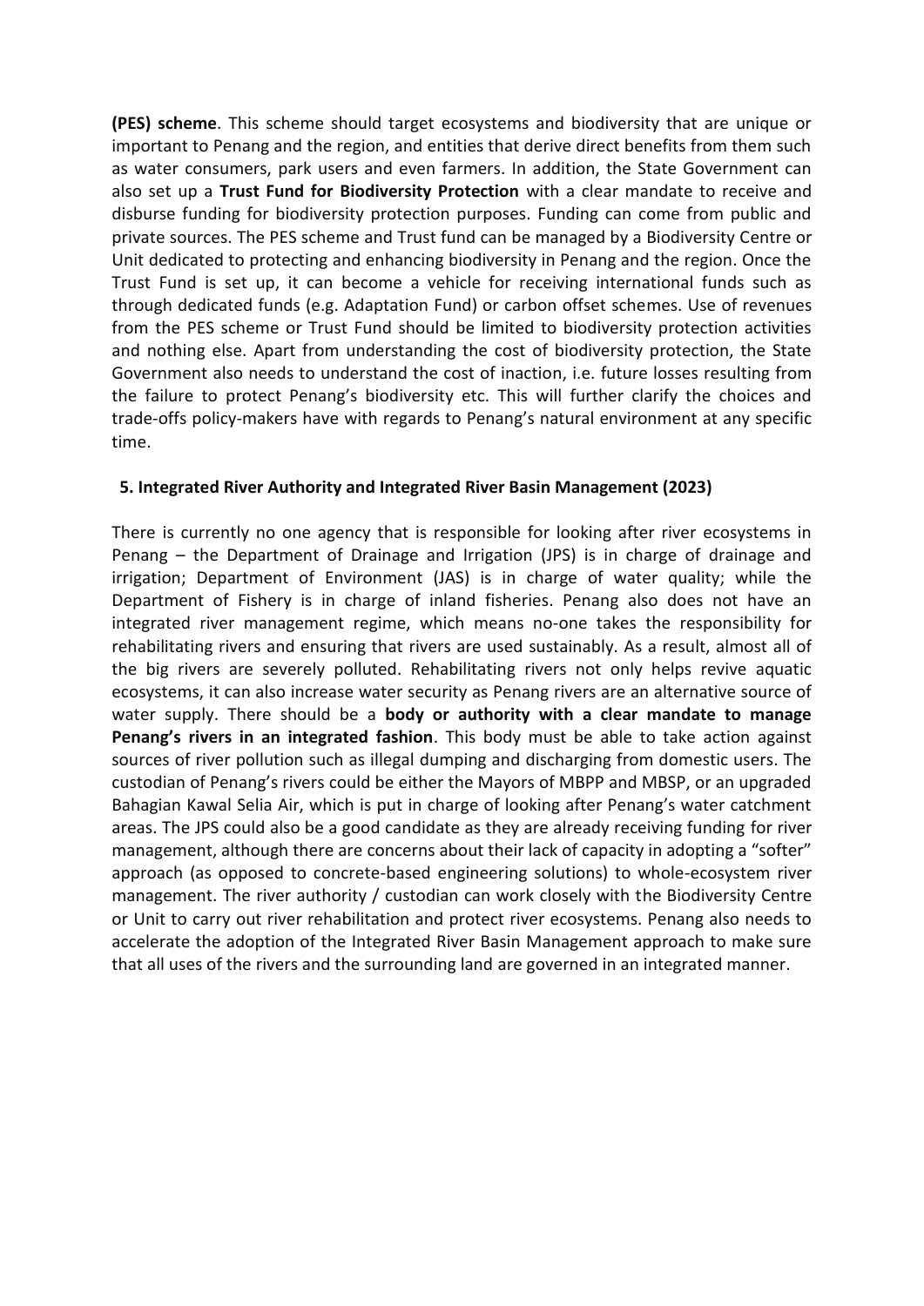**(PES) scheme**. This scheme should target ecosystems and biodiversity that are unique or important to Penang and the region, and entities that derive direct benefits from them such as water consumers, park users and even farmers. In addition, the State Government can also set up a **Trust Fund for Biodiversity Protection** with a clear mandate to receive and disburse funding for biodiversity protection purposes. Funding can come from public and private sources. The PES scheme and Trust fund can be managed by a Biodiversity Centre or Unit dedicated to protecting and enhancing biodiversity in Penang and the region. Once the Trust Fund is set up, it can become a vehicle for receiving international funds such as through dedicated funds (e.g. Adaptation Fund) or carbon offset schemes. Use of revenues from the PES scheme or Trust Fund should be limited to biodiversity protection activities and nothing else. Apart from understanding the cost of biodiversity protection, the State Government also needs to understand the cost of inaction, i.e. future losses resulting from the failure to protect Penang's biodiversity etc. This will further clarify the choices and trade-offs policy-makers have with regards to Penang's natural environment at any specific time.

### 5. Integrated River Authority and Integrated River Basin Management (2023)

There is currently no one agency that is responsible for looking after river ecosystems in Penang – the Department of Drainage and Irrigation (JPS) is in charge of drainage and irrigation; Department of Environment (JAS) is in charge of water quality; while the Department of Fishery is in charge of inland fisheries. Penang also does not have an integrated river management regime, which means no-one takes the responsibility for rehabilitating rivers and ensuring that rivers are used sustainably. As a result, almost all of the big rivers are severely polluted. Rehabilitating rivers not only helps revive aquatic ecosystems, it can also increase water security as Penang rivers are an alternative source of water supply. There should be a **body or authority with a clear mandate to manage Penang's rivers in an integrated fashion**. This body must be able to take action against sources of river pollution such as illegal dumping and discharging from domestic users. The custodian of Penang's rivers could be either the Mayors of MBPP and MBSP, or an upgraded Bahagian Kawal Selia Air, which is put in charge of looking after Penang's water catchment areas. The JPS could also be a good candidate as they are already receiving funding for river management, although there are concerns about their lack of capacity in adopting a "softer" approach (as opposed to concrete-based engineering solutions) to whole-ecosystem river management. The river authority / custodian can work closely with the Biodiversity Centre or Unit to carry out river rehabilitation and protect river ecosystems. Penang also needs to accelerate the adoption of the Integrated River Basin Management approach to make sure that all uses of the rivers and the surrounding land are governed in an integrated manner.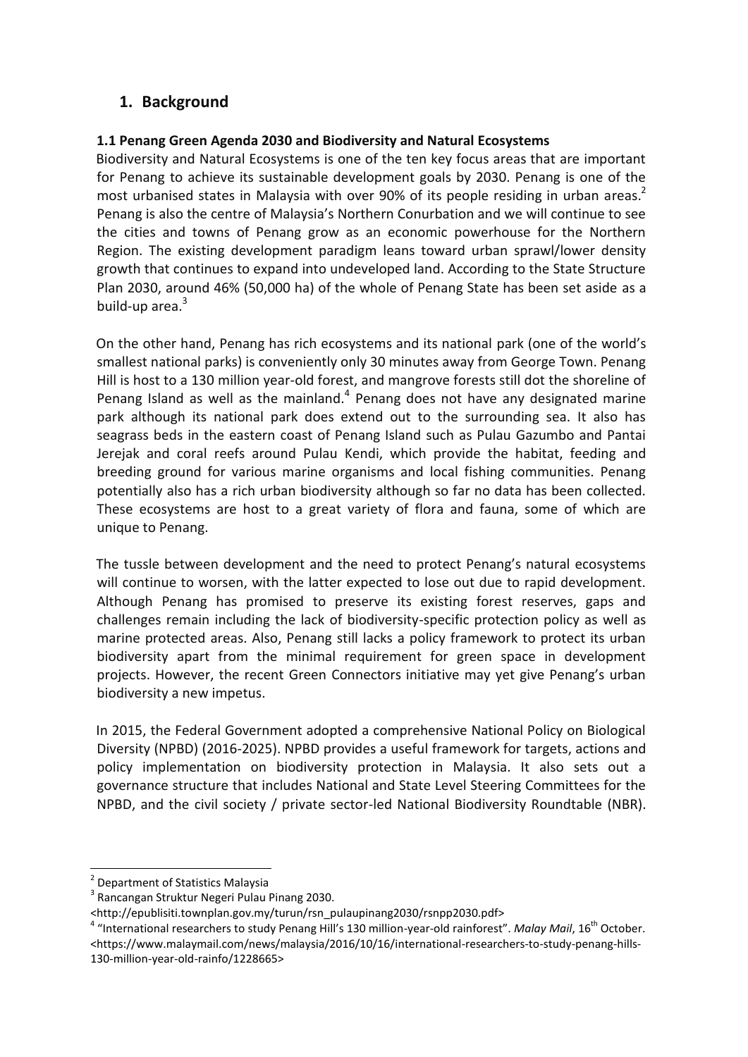# 1. Background

### 1.1 Penang Green Agenda 2030 and Biodiversity and Natural Ecosystems

Biodiversity and Natural Ecosystems is one of the ten key focus areas that are important for Penang to achieve its sustainable development goals by 2030. Penang is one of the most urbanised states in Malaysia with over 90% of its people residing in urban areas.[2] Penang is also the centre of Malaysia's Northern Conurbation and we will continue to see the cities and towns of Penang grow as an economic powerhouse for the Northern Region. The existing development paradigm leans toward urban sprawl/lower density growth that continues to expand into undeveloped land. According to the State Structure Plan 2030, around 46% (50,000 ha) of the whole of Penang State has been set aside as a build-up area.[3]

On the other hand, Penang has rich ecosystems and its national park (one of the world's smallest national parks) is conveniently only 30 minutes away from George Town. Penang Hill is host to a 130 million year-old forest, and mangrove forests still dot the shoreline of Penang Island as well as the mainland.[4] Penang does not have any designated marine park although its national park does extend out to the surrounding sea. It also has seagrass beds in the eastern coast of Penang Island such as Pulau Gazumbo and Pantai Jerejak and coral reefs around Pulau Kendi, which provide the habitat, feeding and breeding ground for various marine organisms and local fishing communities. Penang potentially also has a rich urban biodiversity although so far no data has been collected. These ecosystems are host to a great variety of flora and fauna, some of which are unique to Penang.

The tussle between development and the need to protect Penang's natural ecosystems will continue to worsen, with the latter expected to lose out due to rapid development. Although Penang has promised to preserve its existing forest reserves, gaps and challenges remain including the lack of biodiversity-specific protection policy as well as marine protected areas. Also, Penang still lacks a policy framework to protect its urban biodiversity apart from the minimal requirement for green space in development projects. However, the recent Green Connectors initiative may yet give Penang's urban biodiversity a new impetus.

In 2015, the Federal Government adopted a comprehensive National Policy on Biological Diversity (NPBD) (2016-2025). NPBD provides a useful framework for targets, actions and policy implementation on biodiversity protection in Malaysia. It also sets out a governance structure that includes National and State Level Steering Committees for the NPBD, and the civil society / private sector-led National Biodiversity Roundtable (NBR).

---

[2] Department of Statistics Malaysia

[3] Rancangan Struktur Negeri Pulau Pinang 2030. <http://epublisiti.townplan.gov.my/turun/rsn_pulaupinang2030/rsnpp2030.pdf>

[4] "International researchers to study Penang Hill's 130 million-year-old rainforest". *Malay Mail*, 16th October. <https://www.malaymail.com/news/malaysia/2016/10/16/international-researchers-to-study-penang-hills-130-million-year-old-rainfo/1228665>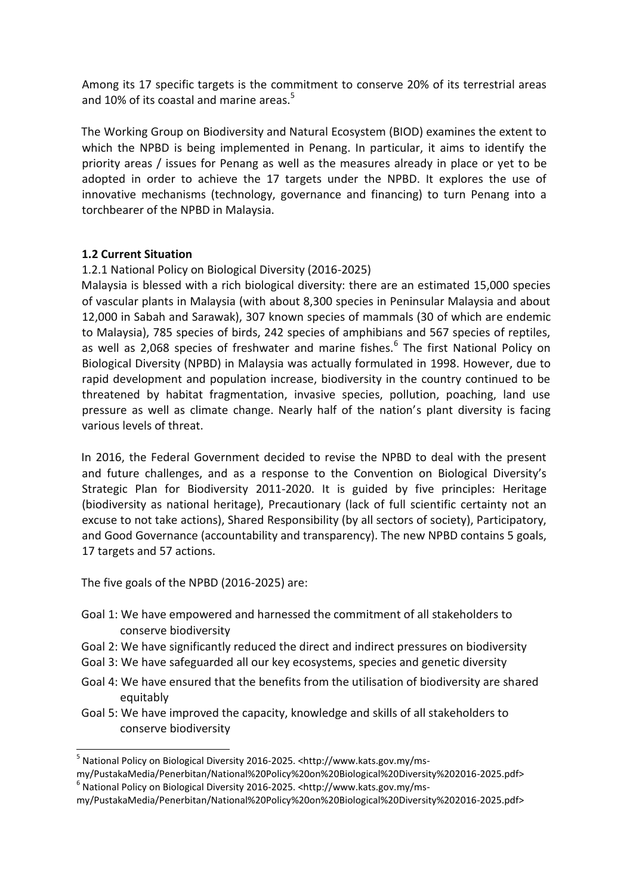Among its 17 specific targets is the commitment to conserve 20% of its terrestrial areas and 10% of its coastal and marine areas.[5]

The Working Group on Biodiversity and Natural Ecosystem (BIOD) examines the extent to which the NPBD is being implemented in Penang. In particular, it aims to identify the priority areas / issues for Penang as well as the measures already in place or yet to be adopted in order to achieve the 17 targets under the NPBD. It explores the use of innovative mechanisms (technology, governance and financing) to turn Penang into a torchbearer of the NPBD in Malaysia.

### 1.2 Current Situation

1.2.1 National Policy on Biological Diversity (2016-2025)

Malaysia is blessed with a rich biological diversity: there are an estimated 15,000 species of vascular plants in Malaysia (with about 8,300 species in Peninsular Malaysia and about 12,000 in Sabah and Sarawak), 307 known species of mammals (30 of which are endemic to Malaysia), 785 species of birds, 242 species of amphibians and 567 species of reptiles, as well as 2,068 species of freshwater and marine fishes.[6] The first National Policy on Biological Diversity (NPBD) in Malaysia was actually formulated in 1998. However, due to rapid development and population increase, biodiversity in the country continued to be threatened by habitat fragmentation, invasive species, pollution, poaching, land use pressure as well as climate change. Nearly half of the nation's plant diversity is facing various levels of threat.

In 2016, the Federal Government decided to revise the NPBD to deal with the present and future challenges, and as a response to the Convention on Biological Diversity's Strategic Plan for Biodiversity 2011-2020. It is guided by five principles: Heritage (biodiversity as national heritage), Precautionary (lack of full scientific certainty not an excuse to not take actions), Shared Responsibility (by all sectors of society), Participatory, and Good Governance (accountability and transparency). The new NPBD contains 5 goals, 17 targets and 57 actions.

The five goals of the NPBD (2016-2025) are:

- Goal 1: We have empowered and harnessed the commitment of all stakeholders to conserve biodiversity
- Goal 2: We have significantly reduced the direct and indirect pressures on biodiversity
- Goal 3: We have safeguarded all our key ecosystems, species and genetic diversity
- Goal 4: We have ensured that the benefits from the utilisation of biodiversity are shared equitably
- Goal 5: We have improved the capacity, knowledge and skills of all stakeholders to conserve biodiversity

---

[5] National Policy on Biological Diversity 2016-2025. <http://www.kats.gov.my/ms-my/PustakaMedia/Penerbitan/National%20Policy%20on%20Biological%20Diversity%202016-2025.pdf>

[6] National Policy on Biological Diversity 2016-2025. <http://www.kats.gov.my/ms-my/PustakaMedia/Penerbitan/National%20Policy%20on%20Biological%20Diversity%202016-2025.pdf>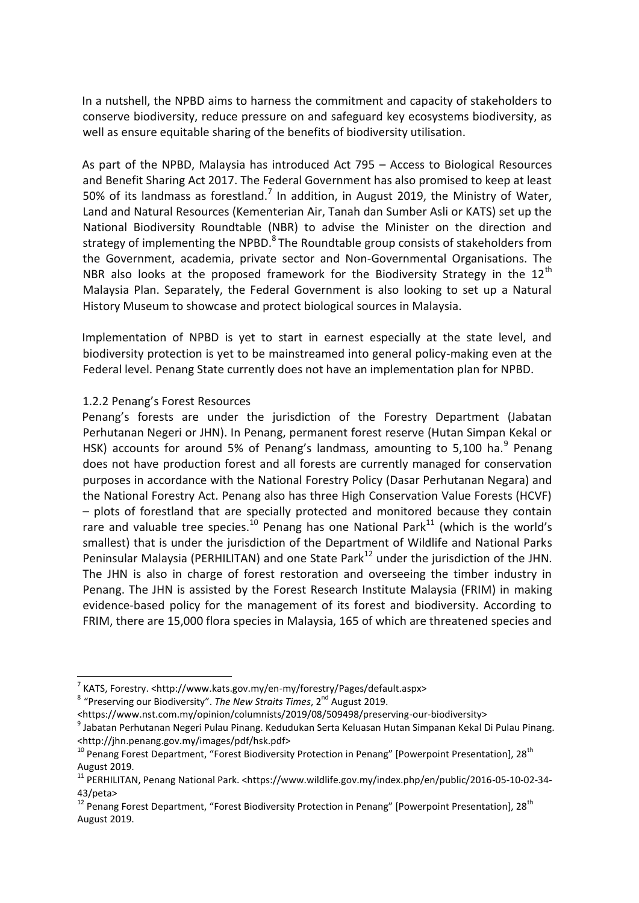In a nutshell, the NPBD aims to harness the commitment and capacity of stakeholders to conserve biodiversity, reduce pressure on and safeguard key ecosystems biodiversity, as well as ensure equitable sharing of the benefits of biodiversity utilisation.

As part of the NPBD, Malaysia has introduced Act 795 – Access to Biological Resources and Benefit Sharing Act 2017. The Federal Government has also promised to keep at least 50% of its landmass as forestland.[7] In addition, in August 2019, the Ministry of Water, Land and Natural Resources (Kementerian Air, Tanah dan Sumber Asli or KATS) set up the National Biodiversity Roundtable (NBR) to advise the Minister on the direction and strategy of implementing the NPBD.[8] The Roundtable group consists of stakeholders from the Government, academia, private sector and Non-Governmental Organisations. The NBR also looks at the proposed framework for the Biodiversity Strategy in the 12th Malaysia Plan. Separately, the Federal Government is also looking to set up a Natural History Museum to showcase and protect biological sources in Malaysia.

Implementation of NPBD is yet to start in earnest especially at the state level, and biodiversity protection is yet to be mainstreamed into general policy-making even at the Federal level. Penang State currently does not have an implementation plan for NPBD.

### 1.2.2 Penang's Forest Resources

Penang's forests are under the jurisdiction of the Forestry Department (Jabatan Perhutanan Negeri or JHN). In Penang, permanent forest reserve (Hutan Simpan Kekal or HSK) accounts for around 5% of Penang's landmass, amounting to 5,100 ha.[9] Penang does not have production forest and all forests are currently managed for conservation purposes in accordance with the National Forestry Policy (Dasar Perhutanan Negara) and the National Forestry Act. Penang also has three High Conservation Value Forests (HCVF) – plots of forestland that are specially protected and monitored because they contain rare and valuable tree species.[10] Penang has one National Park[11] (which is the world's smallest) that is under the jurisdiction of the Department of Wildlife and National Parks Peninsular Malaysia (PERHILITAN) and one State Park[12] under the jurisdiction of the JHN. The JHN is also in charge of forest restoration and overseeing the timber industry in Penang. The JHN is assisted by the Forest Research Institute Malaysia (FRIM) in making evidence-based policy for the management of its forest and biodiversity. According to FRIM, there are 15,000 flora species in Malaysia, 165 of which are threatened species and

---

[7] KATS, Forestry. <http://www.kats.gov.my/en-my/forestry/Pages/default.aspx>

[8] "Preserving our Biodiversity". *The New Straits Times*, 2nd August 2019. <https://www.nst.com.my/opinion/columnists/2019/08/509498/preserving-our-biodiversity>

[9] Jabatan Perhutanan Negeri Pulau Pinang. Kedudukan Serta Keluasan Hutan Simpanan Kekal Di Pulau Pinang. <http://jhn.penang.gov.my/images/pdf/hsk.pdf>

[10] Penang Forest Department, "Forest Biodiversity Protection in Penang" [Powerpoint Presentation], 28th August 2019.

[11] PERHILITAN, Penang National Park. <https://www.wildlife.gov.my/index.php/en/public/2016-05-10-02-34-43/peta>

[12] Penang Forest Department, "Forest Biodiversity Protection in Penang" [Powerpoint Presentation], 28th August 2019.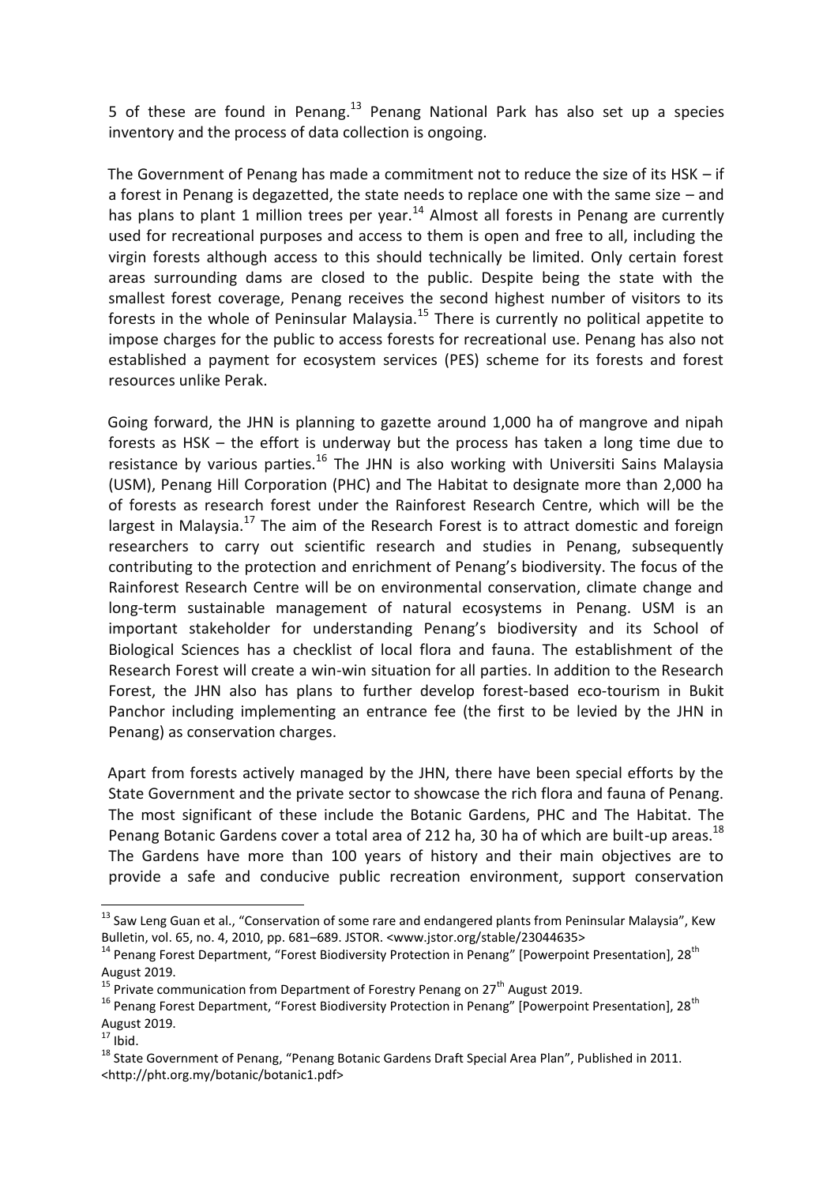5 of these are found in Penang.[13] Penang National Park has also set up a species inventory and the process of data collection is ongoing.

The Government of Penang has made a commitment not to reduce the size of its HSK – if a forest in Penang is degazetted, the state needs to replace one with the same size – and has plans to plant 1 million trees per year.[14] Almost all forests in Penang are currently used for recreational purposes and access to them is open and free to all, including the virgin forests although access to this should technically be limited. Only certain forest areas surrounding dams are closed to the public. Despite being the state with the smallest forest coverage, Penang receives the second highest number of visitors to its forests in the whole of Peninsular Malaysia.[15] There is currently no political appetite to impose charges for the public to access forests for recreational use. Penang has also not established a payment for ecosystem services (PES) scheme for its forests and forest resources unlike Perak.

Going forward, the JHN is planning to gazette around 1,000 ha of mangrove and nipah forests as HSK – the effort is underway but the process has taken a long time due to resistance by various parties.[16] The JHN is also working with Universiti Sains Malaysia (USM), Penang Hill Corporation (PHC) and The Habitat to designate more than 2,000 ha of forests as research forest under the Rainforest Research Centre, which will be the largest in Malaysia.[17] The aim of the Research Forest is to attract domestic and foreign researchers to carry out scientific research and studies in Penang, subsequently contributing to the protection and enrichment of Penang's biodiversity. The focus of the Rainforest Research Centre will be on environmental conservation, climate change and long-term sustainable management of natural ecosystems in Penang. USM is an important stakeholder for understanding Penang's biodiversity and its School of Biological Sciences has a checklist of local flora and fauna. The establishment of the Research Forest will create a win-win situation for all parties. In addition to the Research Forest, the JHN also has plans to further develop forest-based eco-tourism in Bukit Panchor including implementing an entrance fee (the first to be levied by the JHN in Penang) as conservation charges.

Apart from forests actively managed by the JHN, there have been special efforts by the State Government and the private sector to showcase the rich flora and fauna of Penang. The most significant of these include the Botanic Gardens, PHC and The Habitat. The Penang Botanic Gardens cover a total area of 212 ha, 30 ha of which are built-up areas.[18] The Gardens have more than 100 years of history and their main objectives are to provide a safe and conducive public recreation environment, support conservation

---

[13] Saw Leng Guan et al., "Conservation of some rare and endangered plants from Peninsular Malaysia", Kew Bulletin, vol. 65, no. 4, 2010, pp. 681–689. JSTOR. <www.jstor.org/stable/23044635>

[14] Penang Forest Department, "Forest Biodiversity Protection in Penang" [Powerpoint Presentation], 28th August 2019.

[15] Private communication from Department of Forestry Penang on 27th August 2019.

[16] Penang Forest Department, "Forest Biodiversity Protection in Penang" [Powerpoint Presentation], 28th August 2019.

[17] Ibid.

[18] State Government of Penang, "Penang Botanic Gardens Draft Special Area Plan", Published in 2011. <http://pht.org.my/botanic/botanic1.pdf>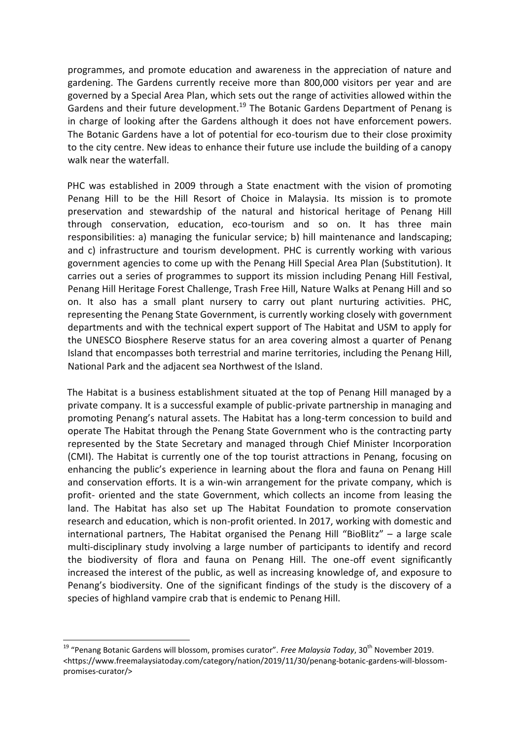programmes, and promote education and awareness in the appreciation of nature and gardening. The Gardens currently receive more than 800,000 visitors per year and are governed by a Special Area Plan, which sets out the range of activities allowed within the Gardens and their future development.[19] The Botanic Gardens Department of Penang is in charge of looking after the Gardens although it does not have enforcement powers. The Botanic Gardens have a lot of potential for eco-tourism due to their close proximity to the city centre. New ideas to enhance their future use include the building of a canopy walk near the waterfall.

PHC was established in 2009 through a State enactment with the vision of promoting Penang Hill to be the Hill Resort of Choice in Malaysia. Its mission is to promote preservation and stewardship of the natural and historical heritage of Penang Hill through conservation, education, eco-tourism and so on. It has three main responsibilities: a) managing the funicular service; b) hill maintenance and landscaping; and c) infrastructure and tourism development. PHC is currently working with various government agencies to come up with the Penang Hill Special Area Plan (Substitution). It carries out a series of programmes to support its mission including Penang Hill Festival, Penang Hill Heritage Forest Challenge, Trash Free Hill, Nature Walks at Penang Hill and so on. It also has a small plant nursery to carry out plant nurturing activities. PHC, representing the Penang State Government, is currently working closely with government departments and with the technical expert support of The Habitat and USM to apply for the UNESCO Biosphere Reserve status for an area covering almost a quarter of Penang Island that encompasses both terrestrial and marine territories, including the Penang Hill, National Park and the adjacent sea Northwest of the Island.

The Habitat is a business establishment situated at the top of Penang Hill managed by a private company. It is a successful example of public-private partnership in managing and promoting Penang's natural assets. The Habitat has a long-term concession to build and operate The Habitat through the Penang State Government who is the contracting party represented by the State Secretary and managed through Chief Minister Incorporation (CMI). The Habitat is currently one of the top tourist attractions in Penang, focusing on enhancing the public's experience in learning about the flora and fauna on Penang Hill and conservation efforts. It is a win-win arrangement for the private company, which is profit- oriented and the state Government, which collects an income from leasing the land. The Habitat has also set up The Habitat Foundation to promote conservation research and education, which is non-profit oriented. In 2017, working with domestic and international partners, The Habitat organised the Penang Hill "BioBlitz" – a large scale multi-disciplinary study involving a large number of participants to identify and record the biodiversity of flora and fauna on Penang Hill. The one-off event significantly increased the interest of the public, as well as increasing knowledge of, and exposure to Penang's biodiversity. One of the significant findings of the study is the discovery of a species of highland vampire crab that is endemic to Penang Hill.

---

[19] "Penang Botanic Gardens will blossom, promises curator". *Free Malaysia Today*, 30th November 2019. <https://www.freemalaysiatoday.com/category/nation/2019/11/30/penang-botanic-gardens-will-blossom-promises-curator/>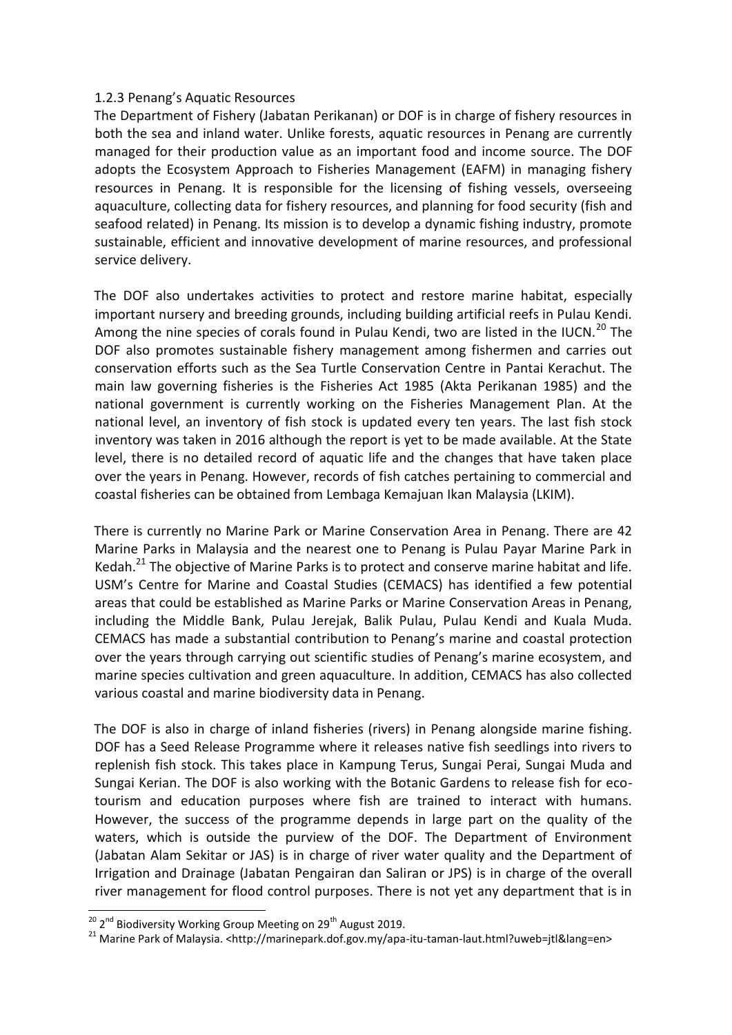### 1.2.3 Penang's Aquatic Resources

The Department of Fishery (Jabatan Perikanan) or DOF is in charge of fishery resources in both the sea and inland water. Unlike forests, aquatic resources in Penang are currently managed for their production value as an important food and income source. The DOF adopts the Ecosystem Approach to Fisheries Management (EAFM) in managing fishery resources in Penang. It is responsible for the licensing of fishing vessels, overseeing aquaculture, collecting data for fishery resources, and planning for food security (fish and seafood related) in Penang. Its mission is to develop a dynamic fishing industry, promote sustainable, efficient and innovative development of marine resources, and professional service delivery.

The DOF also undertakes activities to protect and restore marine habitat, especially important nursery and breeding grounds, including building artificial reefs in Pulau Kendi. Among the nine species of corals found in Pulau Kendi, two are listed in the IUCN.[20] The DOF also promotes sustainable fishery management among fishermen and carries out conservation efforts such as the Sea Turtle Conservation Centre in Pantai Kerachut. The main law governing fisheries is the Fisheries Act 1985 (Akta Perikanan 1985) and the national government is currently working on the Fisheries Management Plan. At the national level, an inventory of fish stock is updated every ten years. The last fish stock inventory was taken in 2016 although the report is yet to be made available. At the State level, there is no detailed record of aquatic life and the changes that have taken place over the years in Penang. However, records of fish catches pertaining to commercial and coastal fisheries can be obtained from Lembaga Kemajuan Ikan Malaysia (LKIM).

There is currently no Marine Park or Marine Conservation Area in Penang. There are 42 Marine Parks in Malaysia and the nearest one to Penang is Pulau Payar Marine Park in Kedah.[21] The objective of Marine Parks is to protect and conserve marine habitat and life. USM's Centre for Marine and Coastal Studies (CEMACS) has identified a few potential areas that could be established as Marine Parks or Marine Conservation Areas in Penang, including the Middle Bank, Pulau Jerejak, Balik Pulau, Pulau Kendi and Kuala Muda. CEMACS has made a substantial contribution to Penang's marine and coastal protection over the years through carrying out scientific studies of Penang's marine ecosystem, and marine species cultivation and green aquaculture. In addition, CEMACS has also collected various coastal and marine biodiversity data in Penang.

The DOF is also in charge of inland fisheries (rivers) in Penang alongside marine fishing. DOF has a Seed Release Programme where it releases native fish seedlings into rivers to replenish fish stock. This takes place in Kampung Terus, Sungai Perai, Sungai Muda and Sungai Kerian. The DOF is also working with the Botanic Gardens to release fish for eco-tourism and education purposes where fish are trained to interact with humans. However, the success of the programme depends in large part on the quality of the waters, which is outside the purview of the DOF. The Department of Environment (Jabatan Alam Sekitar or JAS) is in charge of river water quality and the Department of Irrigation and Drainage (Jabatan Pengairan dan Saliran or JPS) is in charge of the overall river management for flood control purposes. There is not yet any department that is in

---

[20] 2nd Biodiversity Working Group Meeting on 29th August 2019.

[21] Marine Park of Malaysia. <http://marinepark.dof.gov.my/apa-itu-taman-laut.html?uweb=jtl&lang=en>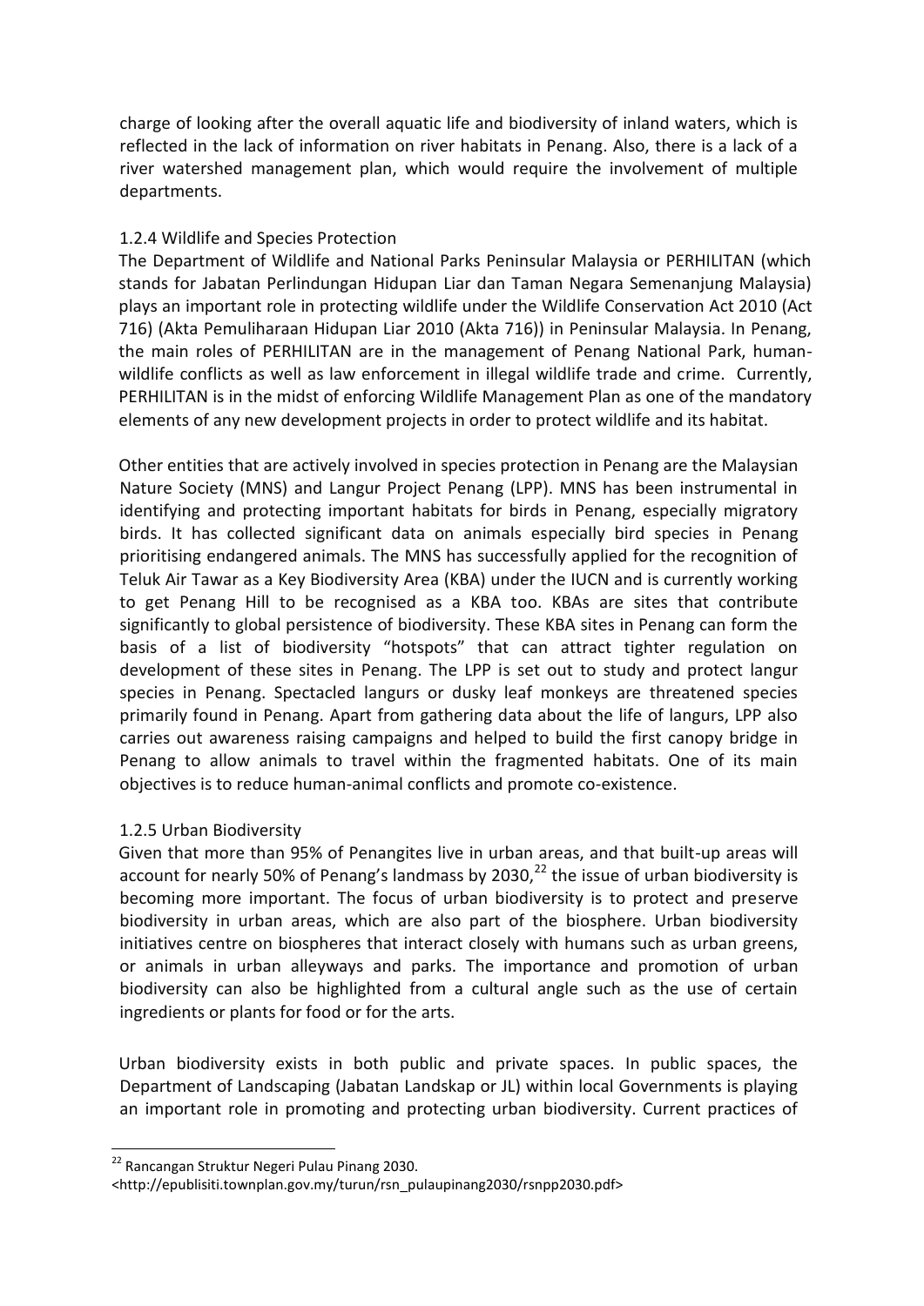charge of looking after the overall aquatic life and biodiversity of inland waters, which is reflected in the lack of information on river habitats in Penang. Also, there is a lack of a river watershed management plan, which would require the involvement of multiple departments.

### 1.2.4 Wildlife and Species Protection

The Department of Wildlife and National Parks Peninsular Malaysia or PERHILITAN (which stands for Jabatan Perlindungan Hidupan Liar dan Taman Negara Semenanjung Malaysia) plays an important role in protecting wildlife under the Wildlife Conservation Act 2010 (Act 716) (Akta Pemuliharaan Hidupan Liar 2010 (Akta 716)) in Peninsular Malaysia. In Penang, the main roles of PERHILITAN are in the management of Penang National Park, human-wildlife conflicts as well as law enforcement in illegal wildlife trade and crime. Currently, PERHILITAN is in the midst of enforcing Wildlife Management Plan as one of the mandatory elements of any new development projects in order to protect wildlife and its habitat.

Other entities that are actively involved in species protection in Penang are the Malaysian Nature Society (MNS) and Langur Project Penang (LPP). MNS has been instrumental in identifying and protecting important habitats for birds in Penang, especially migratory birds. It has collected significant data on animals especially bird species in Penang prioritising endangered animals. The MNS has successfully applied for the recognition of Teluk Air Tawar as a Key Biodiversity Area (KBA) under the IUCN and is currently working to get Penang Hill to be recognised as a KBA too. KBAs are sites that contribute significantly to global persistence of biodiversity. These KBA sites in Penang can form the basis of a list of biodiversity "hotspots" that can attract tighter regulation on development of these sites in Penang. The LPP is set out to study and protect langur species in Penang. Spectacled langurs or dusky leaf monkeys are threatened species primarily found in Penang. Apart from gathering data about the life of langurs, LPP also carries out awareness raising campaigns and helped to build the first canopy bridge in Penang to allow animals to travel within the fragmented habitats. One of its main objectives is to reduce human-animal conflicts and promote co-existence.

### 1.2.5 Urban Biodiversity

Given that more than 95% of Penangites live in urban areas, and that built-up areas will account for nearly 50% of Penang's landmass by 2030,[22] the issue of urban biodiversity is becoming more important. The focus of urban biodiversity is to protect and preserve biodiversity in urban areas, which are also part of the biosphere. Urban biodiversity initiatives centre on biospheres that interact closely with humans such as urban greens, or animals in urban alleyways and parks. The importance and promotion of urban biodiversity can also be highlighted from a cultural angle such as the use of certain ingredients or plants for food or for the arts.

Urban biodiversity exists in both public and private spaces. In public spaces, the Department of Landscaping (Jabatan Landskap or JL) within local Governments is playing an important role in promoting and protecting urban biodiversity. Current practices of

---

[22] Rancangan Struktur Negeri Pulau Pinang 2030.
<http://epublisiti.townplan.gov.my/turun/rsn_pulaupinang2030/rsnpp2030.pdf>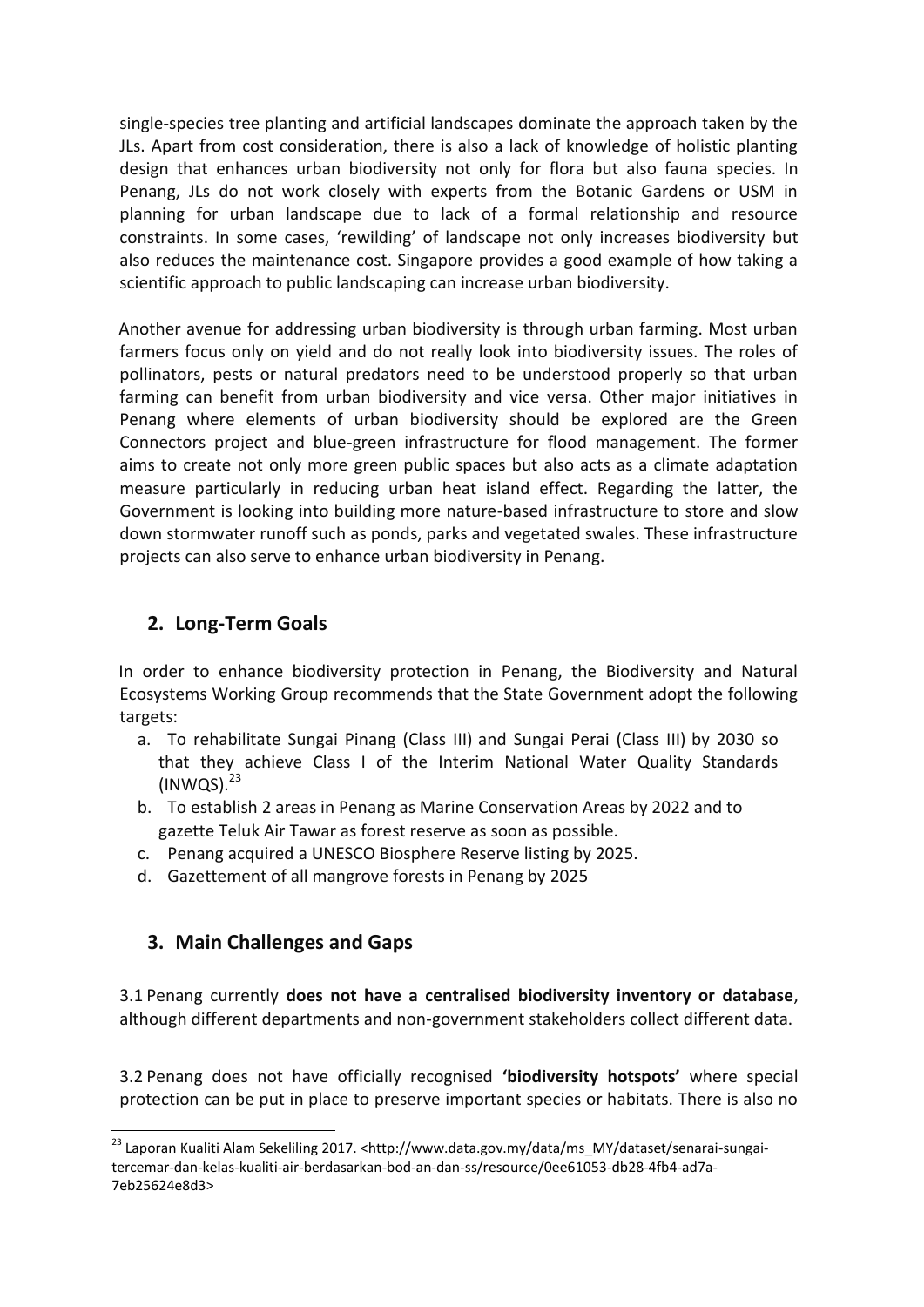single-species tree planting and artificial landscapes dominate the approach taken by the JLs. Apart from cost consideration, there is also a lack of knowledge of holistic planting design that enhances urban biodiversity not only for flora but also fauna species. In Penang, JLs do not work closely with experts from the Botanic Gardens or USM in planning for urban landscape due to lack of a formal relationship and resource constraints. In some cases, 'rewilding' of landscape not only increases biodiversity but also reduces the maintenance cost. Singapore provides a good example of how taking a scientific approach to public landscaping can increase urban biodiversity.

Another avenue for addressing urban biodiversity is through urban farming. Most urban farmers focus only on yield and do not really look into biodiversity issues. The roles of pollinators, pests or natural predators need to be understood properly so that urban farming can benefit from urban biodiversity and vice versa. Other major initiatives in Penang where elements of urban biodiversity should be explored are the Green Connectors project and blue-green infrastructure for flood management. The former aims to create not only more green public spaces but also acts as a climate adaptation measure particularly in reducing urban heat island effect. Regarding the latter, the Government is looking into building more nature-based infrastructure to store and slow down stormwater runoff such as ponds, parks and vegetated swales. These infrastructure projects can also serve to enhance urban biodiversity in Penang.

## 2. Long-Term Goals

In order to enhance biodiversity protection in Penang, the Biodiversity and Natural Ecosystems Working Group recommends that the State Government adopt the following targets:

a. To rehabilitate Sungai Pinang (Class III) and Sungai Perai (Class III) by 2030 so that they achieve Class I of the Interim National Water Quality Standards (INWQS).[23]
b. To establish 2 areas in Penang as Marine Conservation Areas by 2022 and to gazette Teluk Air Tawar as forest reserve as soon as possible.
c. Penang acquired a UNESCO Biosphere Reserve listing by 2025.
d. Gazettement of all mangrove forests in Penang by 2025

## 3. Main Challenges and Gaps

3.1 Penang currently **does not have a centralised biodiversity inventory or database**, although different departments and non-government stakeholders collect different data.

3.2 Penang does not have officially recognised **'biodiversity hotspots'** where special protection can be put in place to preserve important species or habitats. There is also no

---

[23] Laporan Kualiti Alam Sekeliling 2017. <http://www.data.gov.my/data/ms_MY/dataset/senarai-sungai-tercemar-dan-kelas-kualiti-air-berdasarkan-bod-an-dan-ss/resource/0ee61053-db28-4fb4-ad7a-7eb25624e8d3>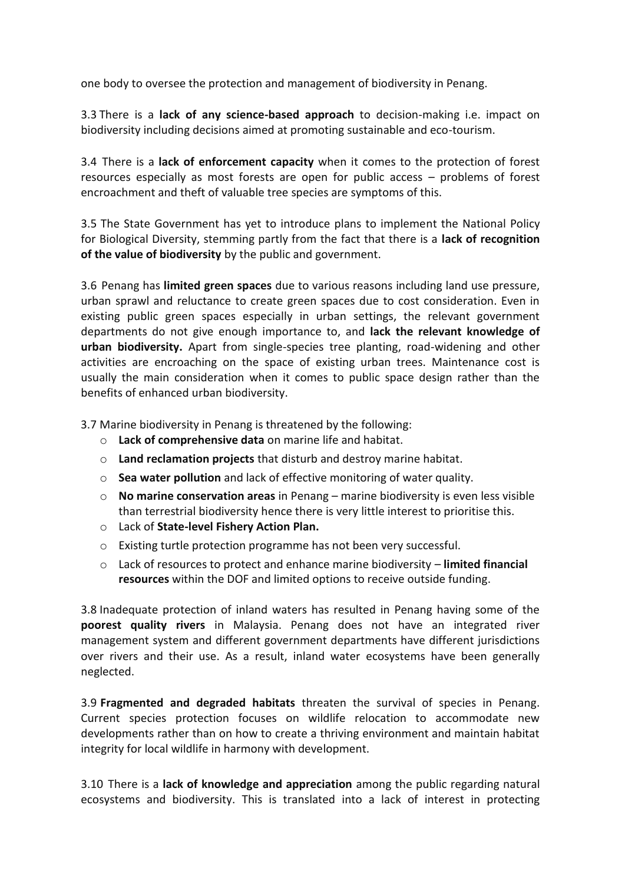one body to oversee the protection and management of biodiversity in Penang.

3.3 There is a **lack of any science-based approach** to decision-making i.e. impact on biodiversity including decisions aimed at promoting sustainable and eco-tourism.

3.4 There is a **lack of enforcement capacity** when it comes to the protection of forest resources especially as most forests are open for public access – problems of forest encroachment and theft of valuable tree species are symptoms of this.

3.5 The State Government has yet to introduce plans to implement the National Policy for Biological Diversity, stemming partly from the fact that there is a **lack of recognition of the value of biodiversity** by the public and government.

3.6 Penang has **limited green spaces** due to various reasons including land use pressure, urban sprawl and reluctance to create green spaces due to cost consideration. Even in existing public green spaces especially in urban settings, the relevant government departments do not give enough importance to, and **lack the relevant knowledge of urban biodiversity.** Apart from single-species tree planting, road-widening and other activities are encroaching on the space of existing urban trees. Maintenance cost is usually the main consideration when it comes to public space design rather than the benefits of enhanced urban biodiversity.

3.7 Marine biodiversity in Penang is threatened by the following:

- **Lack of comprehensive data** on marine life and habitat.
- **Land reclamation projects** that disturb and destroy marine habitat.
- **Sea water pollution** and lack of effective monitoring of water quality.
- **No marine conservation areas** in Penang – marine biodiversity is even less visible than terrestrial biodiversity hence there is very little interest to prioritise this.
- Lack of **State-level Fishery Action Plan.**
- Existing turtle protection programme has not been very successful.
- Lack of resources to protect and enhance marine biodiversity – **limited financial resources** within the DOF and limited options to receive outside funding.

3.8 Inadequate protection of inland waters has resulted in Penang having some of the **poorest quality rivers** in Malaysia. Penang does not have an integrated river management system and different government departments have different jurisdictions over rivers and their use. As a result, inland water ecosystems have been generally neglected.

3.9 **Fragmented and degraded habitats** threaten the survival of species in Penang. Current species protection focuses on wildlife relocation to accommodate new developments rather than on how to create a thriving environment and maintain habitat integrity for local wildlife in harmony with development.

3.10 There is a **lack of knowledge and appreciation** among the public regarding natural ecosystems and biodiversity. This is translated into a lack of interest in protecting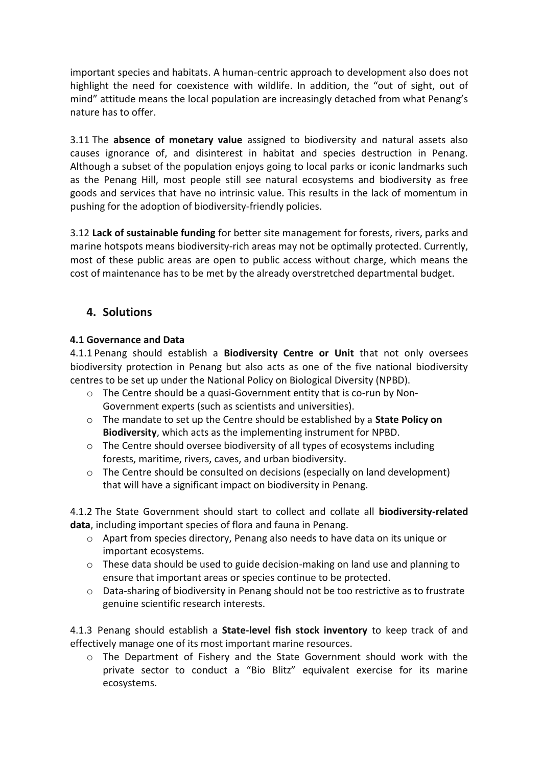important species and habitats. A human-centric approach to development also does not highlight the need for coexistence with wildlife. In addition, the "out of sight, out of mind" attitude means the local population are increasingly detached from what Penang's nature has to offer.

3.11 The **absence of monetary value** assigned to biodiversity and natural assets also causes ignorance of, and disinterest in habitat and species destruction in Penang. Although a subset of the population enjoys going to local parks or iconic landmarks such as the Penang Hill, most people still see natural ecosystems and biodiversity as free goods and services that have no intrinsic value. This results in the lack of momentum in pushing for the adoption of biodiversity-friendly policies.

3.12 **Lack of sustainable funding** for better site management for forests, rivers, parks and marine hotspots means biodiversity-rich areas may not be optimally protected. Currently, most of these public areas are open to public access without charge, which means the cost of maintenance has to be met by the already overstretched departmental budget.

## 4. Solutions

### 4.1 Governance and Data

4.1.1 Penang should establish a **Biodiversity Centre or Unit** that not only oversees biodiversity protection in Penang but also acts as one of the five national biodiversity centres to be set up under the National Policy on Biological Diversity (NPBD).

- The Centre should be a quasi-Government entity that is co-run by Non-Government experts (such as scientists and universities).
- The mandate to set up the Centre should be established by a **State Policy on Biodiversity**, which acts as the implementing instrument for NPBD.
- The Centre should oversee biodiversity of all types of ecosystems including forests, maritime, rivers, caves, and urban biodiversity.
- The Centre should be consulted on decisions (especially on land development) that will have a significant impact on biodiversity in Penang.

4.1.2 The State Government should start to collect and collate all **biodiversity-related data**, including important species of flora and fauna in Penang.

- Apart from species directory, Penang also needs to have data on its unique or important ecosystems.
- These data should be used to guide decision-making on land use and planning to ensure that important areas or species continue to be protected.
- Data-sharing of biodiversity in Penang should not be too restrictive as to frustrate genuine scientific research interests.

4.1.3 Penang should establish a **State-level fish stock inventory** to keep track of and effectively manage one of its most important marine resources.

- The Department of Fishery and the State Government should work with the private sector to conduct a "Bio Blitz" equivalent exercise for its marine ecosystems.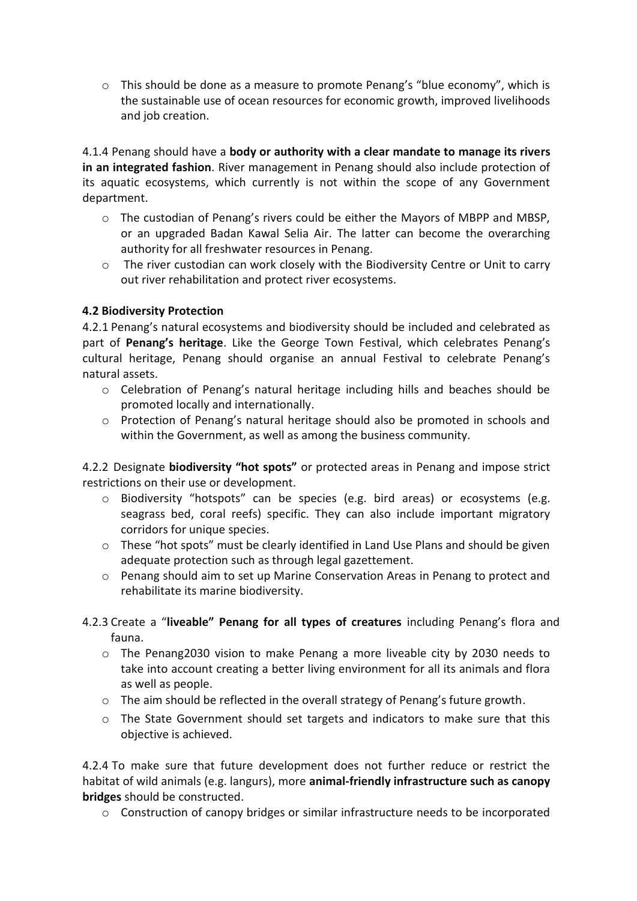- This should be done as a measure to promote Penang's "blue economy", which is the sustainable use of ocean resources for economic growth, improved livelihoods and job creation.

4.1.4 Penang should have a **body or authority with a clear mandate to manage its rivers in an integrated fashion**. River management in Penang should also include protection of its aquatic ecosystems, which currently is not within the scope of any Government department.

- The custodian of Penang's rivers could be either the Mayors of MBPP and MBSP, or an upgraded Badan Kawal Selia Air. The latter can become the overarching authority for all freshwater resources in Penang.
- The river custodian can work closely with the Biodiversity Centre or Unit to carry out river rehabilitation and protect river ecosystems.

### 4.2 Biodiversity Protection

4.2.1 Penang's natural ecosystems and biodiversity should be included and celebrated as part of **Penang's heritage**. Like the George Town Festival, which celebrates Penang's cultural heritage, Penang should organise an annual Festival to celebrate Penang's natural assets.

- Celebration of Penang's natural heritage including hills and beaches should be promoted locally and internationally.
- Protection of Penang's natural heritage should also be promoted in schools and within the Government, as well as among the business community.

4.2.2 Designate **biodiversity "hot spots"** or protected areas in Penang and impose strict restrictions on their use or development.

- Biodiversity "hotspots" can be species (e.g. bird areas) or ecosystems (e.g. seagrass bed, coral reefs) specific. They can also include important migratory corridors for unique species.
- These "hot spots" must be clearly identified in Land Use Plans and should be given adequate protection such as through legal gazettement.
- Penang should aim to set up Marine Conservation Areas in Penang to protect and rehabilitate its marine biodiversity.

4.2.3 Create a "**liveable" Penang for all types of creatures** including Penang's flora and fauna.

- The Penang2030 vision to make Penang a more liveable city by 2030 needs to take into account creating a better living environment for all its animals and flora as well as people.
- The aim should be reflected in the overall strategy of Penang's future growth.
- The State Government should set targets and indicators to make sure that this objective is achieved.

4.2.4 To make sure that future development does not further reduce or restrict the habitat of wild animals (e.g. langurs), more **animal-friendly infrastructure such as canopy bridges** should be constructed.

- Construction of canopy bridges or similar infrastructure needs to be incorporated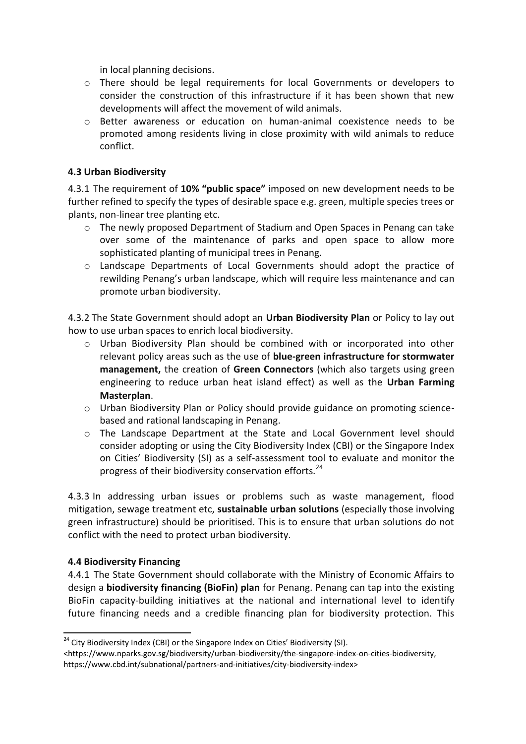in local planning decisions.

- There should be legal requirements for local Governments or developers to consider the construction of this infrastructure if it has been shown that new developments will affect the movement of wild animals.
- Better awareness or education on human-animal coexistence needs to be promoted among residents living in close proximity with wild animals to reduce conflict.

### 4.3 Urban Biodiversity

4.3.1 The requirement of **10% "public space"** imposed on new development needs to be further refined to specify the types of desirable space e.g. green, multiple species trees or plants, non-linear tree planting etc.

- The newly proposed Department of Stadium and Open Spaces in Penang can take over some of the maintenance of parks and open space to allow more sophisticated planting of municipal trees in Penang.
- Landscape Departments of Local Governments should adopt the practice of rewilding Penang's urban landscape, which will require less maintenance and can promote urban biodiversity.

4.3.2 The State Government should adopt an **Urban Biodiversity Plan** or Policy to lay out how to use urban spaces to enrich local biodiversity.

- Urban Biodiversity Plan should be combined with or incorporated into other relevant policy areas such as the use of **blue-green infrastructure for stormwater management,** the creation of **Green Connectors** (which also targets using green engineering to reduce urban heat island effect) as well as the **Urban Farming Masterplan**.
- Urban Biodiversity Plan or Policy should provide guidance on promoting science-based and rational landscaping in Penang.
- The Landscape Department at the State and Local Government level should consider adopting or using the City Biodiversity Index (CBI) or the Singapore Index on Cities' Biodiversity (SI) as a self-assessment tool to evaluate and monitor the progress of their biodiversity conservation efforts.[24]

4.3.3 In addressing urban issues or problems such as waste management, flood mitigation, sewage treatment etc, **sustainable urban solutions** (especially those involving green infrastructure) should be prioritised. This is to ensure that urban solutions do not conflict with the need to protect urban biodiversity.

### 4.4 Biodiversity Financing

4.4.1 The State Government should collaborate with the Ministry of Economic Affairs to design a **biodiversity financing (BioFin) plan** for Penang. Penang can tap into the existing BioFin capacity-building initiatives at the national and international level to identify future financing needs and a credible financing plan for biodiversity protection. This

---

[24] City Biodiversity Index (CBI) or the Singapore Index on Cities' Biodiversity (SI). <https://www.nparks.gov.sg/biodiversity/urban-biodiversity/the-singapore-index-on-cities-biodiversity, https://www.cbd.int/subnational/partners-and-initiatives/city-biodiversity-index>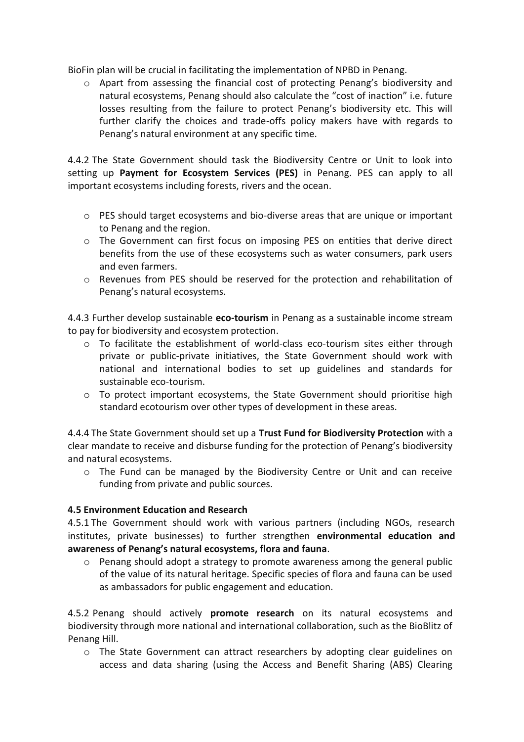BioFin plan will be crucial in facilitating the implementation of NPBD in Penang.

- Apart from assessing the financial cost of protecting Penang's biodiversity and natural ecosystems, Penang should also calculate the "cost of inaction" i.e. future losses resulting from the failure to protect Penang's biodiversity etc. This will further clarify the choices and trade-offs policy makers have with regards to Penang's natural environment at any specific time.

4.4.2 The State Government should task the Biodiversity Centre or Unit to look into setting up **Payment for Ecosystem Services (PES)** in Penang. PES can apply to all important ecosystems including forests, rivers and the ocean.

- PES should target ecosystems and bio-diverse areas that are unique or important to Penang and the region.
- The Government can first focus on imposing PES on entities that derive direct benefits from the use of these ecosystems such as water consumers, park users and even farmers.
- Revenues from PES should be reserved for the protection and rehabilitation of Penang's natural ecosystems.

4.4.3 Further develop sustainable **eco-tourism** in Penang as a sustainable income stream to pay for biodiversity and ecosystem protection.

- To facilitate the establishment of world-class eco-tourism sites either through private or public-private initiatives, the State Government should work with national and international bodies to set up guidelines and standards for sustainable eco-tourism.
- To protect important ecosystems, the State Government should prioritise high standard ecotourism over other types of development in these areas.

4.4.4 The State Government should set up a **Trust Fund for Biodiversity Protection** with a clear mandate to receive and disburse funding for the protection of Penang's biodiversity and natural ecosystems.

- The Fund can be managed by the Biodiversity Centre or Unit and can receive funding from private and public sources.

**4.5 Environment Education and Research**

4.5.1 The Government should work with various partners (including NGOs, research institutes, private businesses) to further strengthen **environmental education and awareness of Penang's natural ecosystems, flora and fauna**.

- Penang should adopt a strategy to promote awareness among the general public of the value of its natural heritage. Specific species of flora and fauna can be used as ambassadors for public engagement and education.

4.5.2 Penang should actively **promote research** on its natural ecosystems and biodiversity through more national and international collaboration, such as the BioBlitz of Penang Hill.

- The State Government can attract researchers by adopting clear guidelines on access and data sharing (using the Access and Benefit Sharing (ABS) Clearing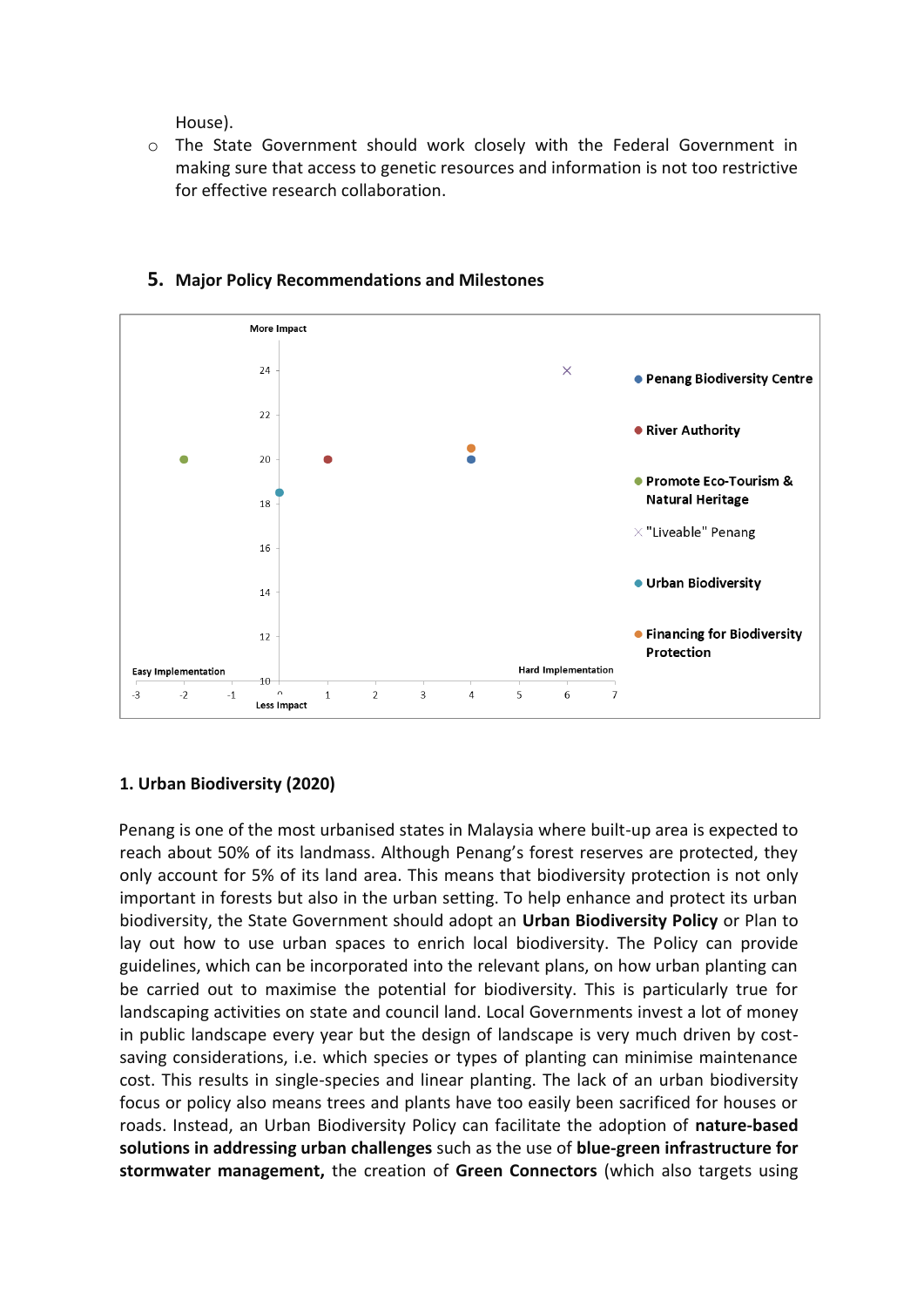House).

- The State Government should work closely with the Federal Government in making sure that access to genetic resources and information is not too restrictive for effective research collaboration.

## 5. Major Policy Recommendations and Milestones

More Impact

Less Impact

Easy Implementation

Hard Implementation

- Penang Biodiversity Centre
- River Authority
- Promote Eco-Tourism & Natural Heritage
- "Liveable" Penang
- Urban Biodiversity
- Financing for Biodiversity Protection

### 1. Urban Biodiversity (2020)

Penang is one of the most urbanised states in Malaysia where built-up area is expected to reach about 50% of its landmass. Although Penang's forest reserves are protected, they only account for 5% of its land area. This means that biodiversity protection is not only important in forests but also in the urban setting. To help enhance and protect its urban biodiversity, the State Government should adopt an **Urban Biodiversity Policy** or Plan to lay out how to use urban spaces to enrich local biodiversity. The Policy can provide guidelines, which can be incorporated into the relevant plans, on how urban planting can be carried out to maximise the potential for biodiversity. This is particularly true for landscaping activities on state and council land. Local Governments invest a lot of money in public landscape every year but the design of landscape is very much driven by cost-saving considerations, i.e. which species or types of planting can minimise maintenance cost. This results in single-species and linear planting. The lack of an urban biodiversity focus or policy also means trees and plants have too easily been sacrificed for houses or roads. Instead, an Urban Biodiversity Policy can facilitate the adoption of **nature-based solutions in addressing urban challenges** such as the use of **blue-green infrastructure for stormwater management,** the creation of **Green Connectors** (which also targets using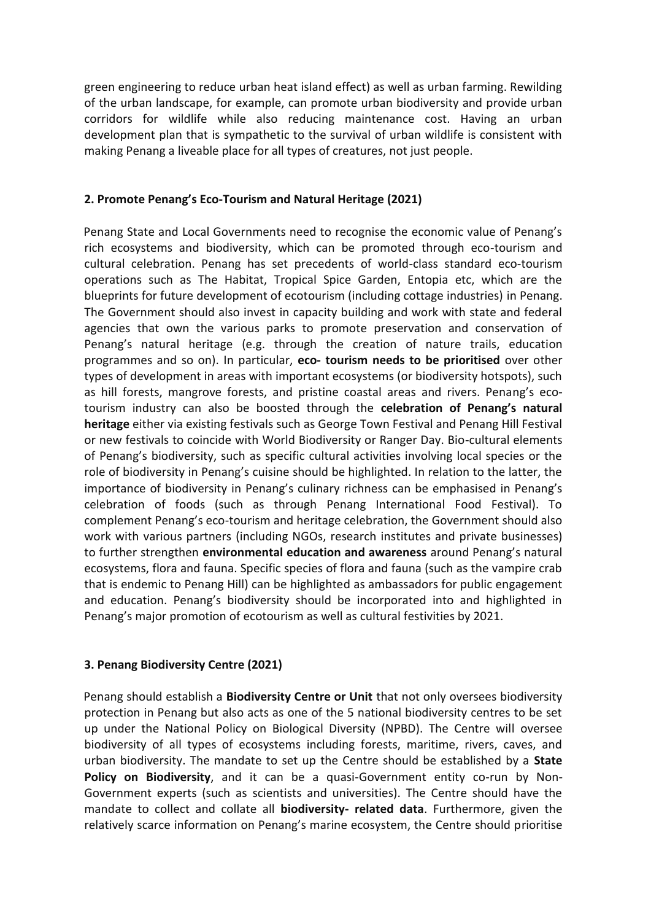green engineering to reduce urban heat island effect) as well as urban farming. Rewilding of the urban landscape, for example, can promote urban biodiversity and provide urban corridors for wildlife while also reducing maintenance cost. Having an urban development plan that is sympathetic to the survival of urban wildlife is consistent with making Penang a liveable place for all types of creatures, not just people.

### 2. Promote Penang's Eco-Tourism and Natural Heritage (2021)

Penang State and Local Governments need to recognise the economic value of Penang's rich ecosystems and biodiversity, which can be promoted through eco-tourism and cultural celebration. Penang has set precedents of world-class standard eco-tourism operations such as The Habitat, Tropical Spice Garden, Entopia etc, which are the blueprints for future development of ecotourism (including cottage industries) in Penang. The Government should also invest in capacity building and work with state and federal agencies that own the various parks to promote preservation and conservation of Penang's natural heritage (e.g. through the creation of nature trails, education programmes and so on). In particular, **eco- tourism needs to be prioritised** over other types of development in areas with important ecosystems (or biodiversity hotspots), such as hill forests, mangrove forests, and pristine coastal areas and rivers. Penang's eco-tourism industry can also be boosted through the **celebration of Penang's natural heritage** either via existing festivals such as George Town Festival and Penang Hill Festival or new festivals to coincide with World Biodiversity or Ranger Day. Bio-cultural elements of Penang's biodiversity, such as specific cultural activities involving local species or the role of biodiversity in Penang's cuisine should be highlighted. In relation to the latter, the importance of biodiversity in Penang's culinary richness can be emphasised in Penang's celebration of foods (such as through Penang International Food Festival). To complement Penang's eco-tourism and heritage celebration, the Government should also work with various partners (including NGOs, research institutes and private businesses) to further strengthen **environmental education and awareness** around Penang's natural ecosystems, flora and fauna. Specific species of flora and fauna (such as the vampire crab that is endemic to Penang Hill) can be highlighted as ambassadors for public engagement and education. Penang's biodiversity should be incorporated into and highlighted in Penang's major promotion of ecotourism as well as cultural festivities by 2021.

### 3. Penang Biodiversity Centre (2021)

Penang should establish a **Biodiversity Centre or Unit** that not only oversees biodiversity protection in Penang but also acts as one of the 5 national biodiversity centres to be set up under the National Policy on Biological Diversity (NPBD). The Centre will oversee biodiversity of all types of ecosystems including forests, maritime, rivers, caves, and urban biodiversity. The mandate to set up the Centre should be established by a **State Policy on Biodiversity**, and it can be a quasi-Government entity co-run by Non-Government experts (such as scientists and universities). The Centre should have the mandate to collect and collate all **biodiversity- related data**. Furthermore, given the relatively scarce information on Penang's marine ecosystem, the Centre should prioritise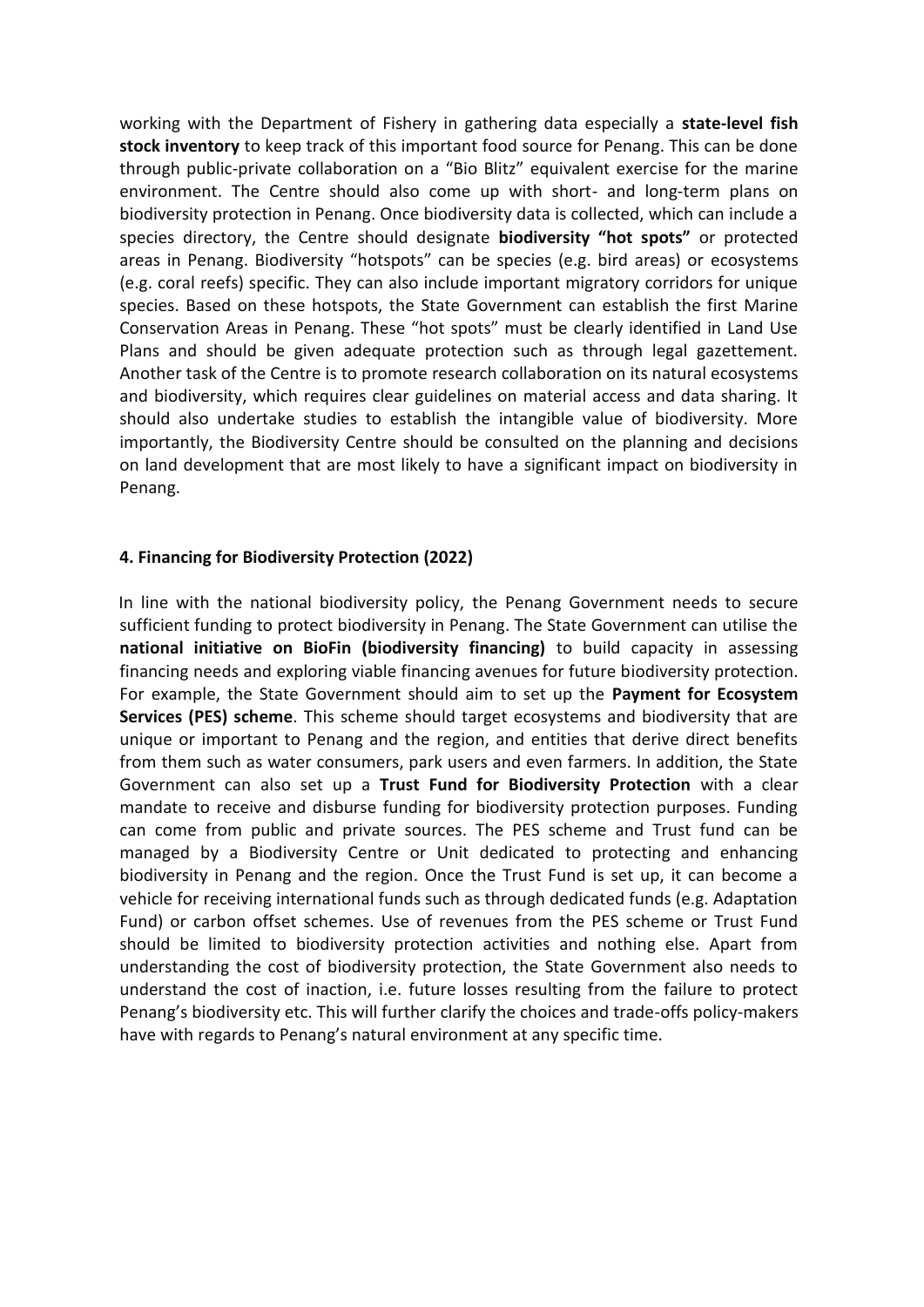working with the Department of Fishery in gathering data especially a **state-level fish stock inventory** to keep track of this important food source for Penang. This can be done through public-private collaboration on a "Bio Blitz" equivalent exercise for the marine environment. The Centre should also come up with short- and long-term plans on biodiversity protection in Penang. Once biodiversity data is collected, which can include a species directory, the Centre should designate **biodiversity "hot spots"** or protected areas in Penang. Biodiversity "hotspots" can be species (e.g. bird areas) or ecosystems (e.g. coral reefs) specific. They can also include important migratory corridors for unique species. Based on these hotspots, the State Government can establish the first Marine Conservation Areas in Penang. These "hot spots" must be clearly identified in Land Use Plans and should be given adequate protection such as through legal gazettement. Another task of the Centre is to promote research collaboration on its natural ecosystems and biodiversity, which requires clear guidelines on material access and data sharing. It should also undertake studies to establish the intangible value of biodiversity. More importantly, the Biodiversity Centre should be consulted on the planning and decisions on land development that are most likely to have a significant impact on biodiversity in Penang.

#### 4. Financing for Biodiversity Protection (2022)

In line with the national biodiversity policy, the Penang Government needs to secure sufficient funding to protect biodiversity in Penang. The State Government can utilise the **national initiative on BioFin (biodiversity financing)** to build capacity in assessing financing needs and exploring viable financing avenues for future biodiversity protection. For example, the State Government should aim to set up the **Payment for Ecosystem Services (PES) scheme**. This scheme should target ecosystems and biodiversity that are unique or important to Penang and the region, and entities that derive direct benefits from them such as water consumers, park users and even farmers. In addition, the State Government can also set up a **Trust Fund for Biodiversity Protection** with a clear mandate to receive and disburse funding for biodiversity protection purposes. Funding can come from public and private sources. The PES scheme and Trust fund can be managed by a Biodiversity Centre or Unit dedicated to protecting and enhancing biodiversity in Penang and the region. Once the Trust Fund is set up, it can become a vehicle for receiving international funds such as through dedicated funds (e.g. Adaptation Fund) or carbon offset schemes. Use of revenues from the PES scheme or Trust Fund should be limited to biodiversity protection activities and nothing else. Apart from understanding the cost of biodiversity protection, the State Government also needs to understand the cost of inaction, i.e. future losses resulting from the failure to protect Penang's biodiversity etc. This will further clarify the choices and trade-offs policy-makers have with regards to Penang's natural environment at any specific time.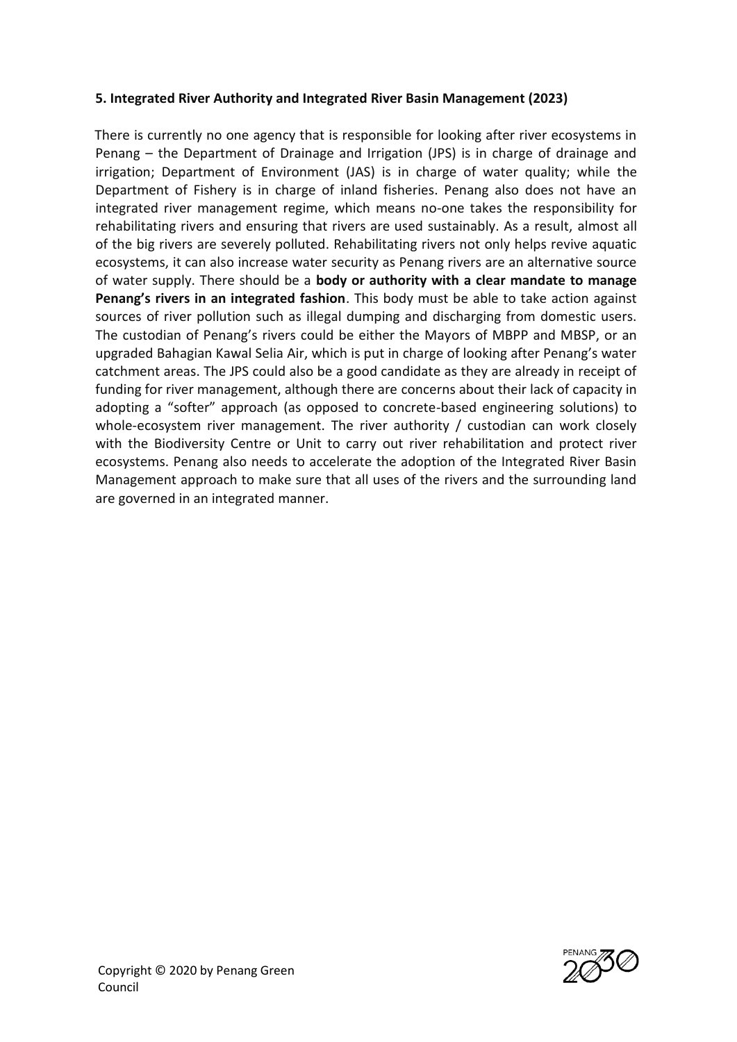**5. Integrated River Authority and Integrated River Basin Management (2023)**

There is currently no one agency that is responsible for looking after river ecosystems in Penang – the Department of Drainage and Irrigation (JPS) is in charge of drainage and irrigation; Department of Environment (JAS) is in charge of water quality; while the Department of Fishery is in charge of inland fisheries. Penang also does not have an integrated river management regime, which means no-one takes the responsibility for rehabilitating rivers and ensuring that rivers are used sustainably. As a result, almost all of the big rivers are severely polluted. Rehabilitating rivers not only helps revive aquatic ecosystems, it can also increase water security as Penang rivers are an alternative source of water supply. There should be a **body or authority with a clear mandate to manage Penang's rivers in an integrated fashion**. This body must be able to take action against sources of river pollution such as illegal dumping and discharging from domestic users. The custodian of Penang's rivers could be either the Mayors of MBPP and MBSP, or an upgraded Bahagian Kawal Selia Air, which is put in charge of looking after Penang's water catchment areas. The JPS could also be a good candidate as they are already in receipt of funding for river management, although there are concerns about their lack of capacity in adopting a "softer" approach (as opposed to concrete-based engineering solutions) to whole-ecosystem river management. The river authority / custodian can work closely with the Biodiversity Centre or Unit to carry out river rehabilitation and protect river ecosystems. Penang also needs to accelerate the adoption of the Integrated River Basin Management approach to make sure that all uses of the rivers and the surrounding land are governed in an integrated manner.